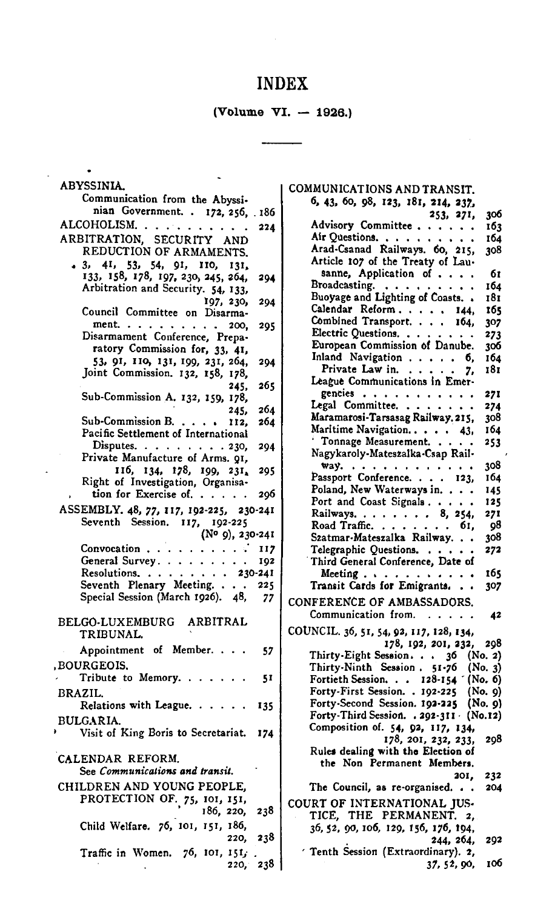# INDEX

## (Volume VI. — 1926.)

**ABYSSINIA.**
- Communication from the Abyssinian Government. . 172, 256, . 186

**ALCOHOLISM.** . . . . . . . . . . . 224

**ARBITRATION, SECURITY AND REDUCTION OF ARMAMENTS.** 3, 41, 53, 54, 91, 110, 131, 133, 158, 178, 197, 230, 245, 264, 294
- Arbitration and Security. 54, 133, 197, 230, 294
- Council Committee on Disarmament. . . . . . . . . . 200, 295
- Disarmament Conference, Preparatory Commission for, 33, 41, 53, 91, 110, 131, 199, 231, 264, 294
- Joint Commission. 132, 158, 178, 245, 265
- Sub-Commission A. 132, 159, 178, 245, 264
- Sub-Commission B. . . . . 112, 264
- Pacific Settlement of International Disputes. . . . . . . . . 230, 294
- Private Manufacture of Arms. 91, 116, 134, 178, 199, 231, 295
- Right of Investigation, Organisation for Exercise of. . . . . . 296

**ASSEMBLY.** 48, 77, 117, 192-225, 230-241
- Seventh Session. 117, 192-225 (No 9), 230-241
- Convocation . . . . . . . . . . 117
- General Survey. . . . . . . . . 192
- Resolutions. . . . . . . . . 230-241
- Seventh Plenary Meeting. . . . 225
- Special Session (March 1926). 48, 77

**BELGO-LUXEMBURG ARBITRAL TRIBUNAL.**
- Appointment of Member. . . . 57

**BOURGEOIS.**
- Tribute to Memory. . . . . . . 51

**BRAZIL.**
- Relations with League. . . . . . 135

**BULGARIA.**
- Visit of King Boris to Secretariat. 174

**CALENDAR REFORM.**
- See *Communications and transit.*

**CHILDREN AND YOUNG PEOPLE, PROTECTION OF.** 75, 101, 151, 186, 220, 238
- Child Welfare. 76, 101, 151, 186, 220, 238
- Traffic in Women. 76, 101, 151, 220, 238

**COMMUNICATIONS AND TRANSIT.** 6, 43, 60, 98, 123, 181, 214, 237, 253, 271, 306
- Advisory Committee . . . . . . 163
- Air Questions. . . . . . . . . . 164
- Arad-Csanad Railways. 60, 215, 308
- Article 107 of the Treaty of Lausanne, Application of . . . . 61
- Broadcasting. . . . . . . . . . 164
- Buoyage and Lighting of Coasts. . 181
- Calendar Reform . . . . . 144, 165
- Combined Transport. . . . 164, 307
- Electric Questions. . . . . . . . 273
- European Commission of Danube. 306
- Inland Navigation . . . . . 6, 164
  - Private Law in. . . . . . 7, 181
- League Communications in Emergencies . . . . . . . . . . . 271
- Legal Committee. . . . . . . . 274
- Maramarosi-Tarsasag Railway. 215, 308
- Maritime Navigation. . . . . 43, 164
  - Tonnage Measurement. . . . . 253
- Nagykaroly-Mateszalka-Csap Railway. . . . . . . . . . . . . 308
- Passport Conference. . . . 123, 164
- Poland, New Waterways in. . . . 145
- Port and Coast Signals . . . . . 125
- Railways. . . . . . . . 8, 254, 271
- Road Traffic. . . . . . . . 61, 98
- Szatmar-Mateszalka Railway. . . 308
- Telegraphic Questions. . . . . . 272
- Third General Conference, Date of Meeting . . . . . . . . . . . 165
- Transit Cards for Emigrants. . . 307

**CONFERENCE OF AMBASSADORS.**
- Communication from. . . . . . 42

**COUNCIL.** 36, 51, 54, 92, 117, 128, 134, 178, 192, 201, 232, 298
- Thirty-Eight Session. . . 36 (No. 2)
- Thirty-Ninth Session . 51-76 (No. 3)
- Fortieth Session. . . 128-154 (No. 6)
- Forty-First Session. . 192-225 (No. 9)
- Forty-Second Session. 192-225 (No. 9)
- Forty-Third Session. . 292-311 (No. 12)
- Composition of. 54, 92, 117, 134, 178, 201, 232, 233, 298
- Rules dealing with the Election of the Non Permanent Members. 201, 232
- The Council, as re-organised. . . 204

**COURT OF INTERNATIONAL JUSTICE, THE PERMANENT.** 2, 36, 52, 90, 106, 129, 156, 176, 194, 244, 264, 292
- Tenth Session (Extraordinary). 2, 37, 52, 90, 106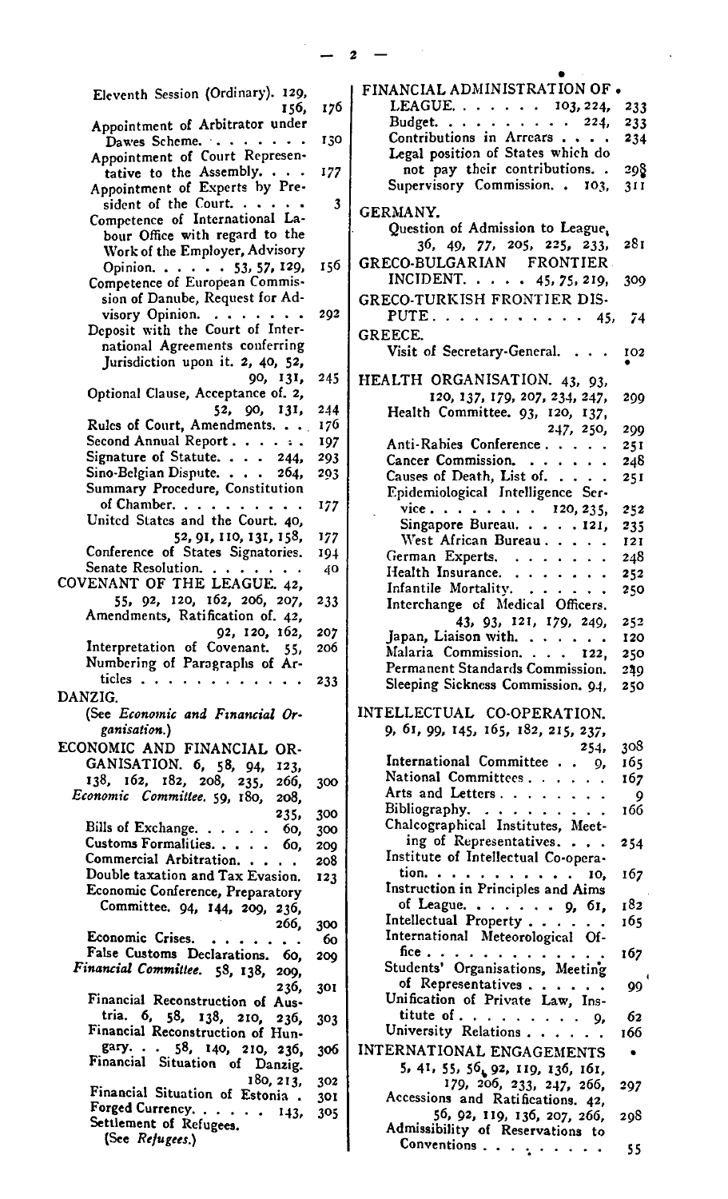Eleventh Session (Ordinary). 129, 156, 176
Appointment of Arbitrator under Dawes Scheme. 130
Appointment of Court Representative to the Assembly. 177
Appointment of Experts by President of the Court. 3
Competence of International Labour Office with regard to the Work of the Employer, Advisory Opinion. 53, 57, 129, 156
Competence of European Commission of Danube, Request for Advisory Opinion. 292
Deposit with the Court of International Agreements conferring Jurisdiction upon it. 2, 40, 52, 90, 131, 245
Optional Clause, Acceptance of. 2, 52, 90, 131, 244
Rules of Court, Amendments. 176
Second Annual Report. 197
Signature of Statute. 244, 293
Sino-Belgian Dispute. 264, 293
Summary Procedure, Constitution of Chamber. 177
United States and the Court. 40, 52, 91, 110, 131, 158, 177
Conference of States Signatories. 194
Senate Resolution. 40

COVENANT OF THE LEAGUE. 42, 55, 92, 120, 162, 206, 207, 233
Amendments, Ratification of. 42, 92, 120, 162, 207
Interpretation of Covenant. 55, 206
Numbering of Paragraphs of Articles. 233

DANZIG.
(See *Economic and Financial Organisation.*)

ECONOMIC AND FINANCIAL ORGANISATION. 6, 58, 94, 123, 138, 162, 182, 208, 235, 266, 300
*Economic Committee.* 59, 180, 208, 235, 300
Bills of Exchange. 60, 300
Customs Formalities. 60, 209
Commercial Arbitration. 208
Double taxation and Tax Evasion. 123
Economic Conference, Preparatory Committee. 94, 144, 209, 236, 266, 300
Economic Crises. 60
False Customs Declarations. 60, 209
*Financial Committee.* 58, 138, 209, 236, 301
Financial Reconstruction of Austria. 6, 58, 138, 210, 236, 303
Financial Reconstruction of Hungary. 58, 140, 210, 236, 306
Financial Situation of Danzig. 180, 213, 302
Financial Situation of Estonia. 301
Forged Currency. 143, 305
Settlement of Refugees.
(See *Refugees.*)

FINANCIAL ADMINISTRATION OF LEAGUE. 103, 224, 233
Budget. 224, 233
Contributions in Arrears. 234
Legal position of States which do not pay their contributions. 298
Supervisory Commission. 103, 311

GERMANY.
Question of Admission to League, 36, 49, 77, 205, 225, 233, 281

GRECO-BULGARIAN FRONTIER INCIDENT. 45, 75, 219, 309

GRECO-TURKISH FRONTIER DISPUTE. 45, 74

GREECE.
Visit of Secretary-General. 102

HEALTH ORGANISATION. 43, 93, 120, 137, 179, 207, 234, 247, 299
Health Committee. 93, 120, 137, 247, 250, 299
Anti-Rabies Conference. 251
Cancer Commission. 248
Causes of Death, List of. 251
Epidemiological Intelligence Service. 120, 235, 252
Singapore Bureau. 121, 235
West African Bureau. 121
German Experts. 248
Health Insurance. 252
Infantile Mortality. 250
Interchange of Medical Officers. 43, 93, 121, 179, 249, 252
Japan, Liaison with. 120
Malaria Commission. 122, 250
Permanent Standards Commission. 249
Sleeping Sickness Commission. 94, 250

INTELLECTUAL CO-OPERATION. 9, 61, 99, 145, 165, 182, 215, 237, 254, 308
International Committee. 9, 165
National Committees. 167
Arts and Letters. 9
Bibliography. 166
Chalcographical Institutes, Meeting of Representatives. 254
Institute of Intellectual Co-operation. 10, 167
Instruction in Principles and Aims of League. 9, 61, 182
Intellectual Property. 165
International Meteorological Office. 167
Students' Organisations, Meeting of Representatives. 99
Unification of Private Law, Institute of. 9, 62
University Relations. 166

INTERNATIONAL ENGAGEMENTS 5, 41, 55, 56, 92, 119, 136, 161, 179, 206, 233, 247, 266, 297
Accessions and Ratifications. 42, 56, 92, 119, 136, 207, 266, 298
Admissibility of Reservations to Conventions. 55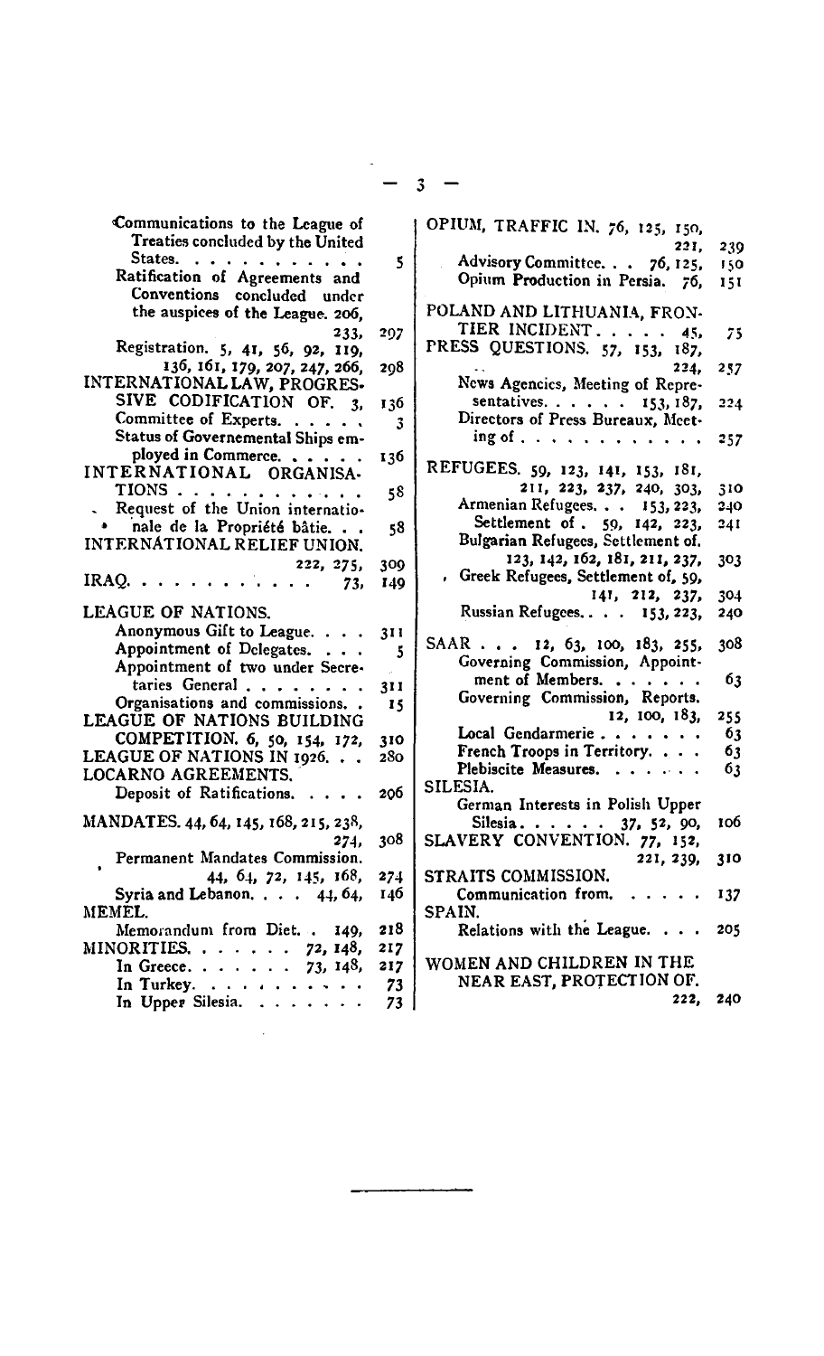Communications to the League of Treaties concluded by the United States. . . . . . . . . . . . 5
Ratification of Agreements and Conventions concluded under the auspices of the League. 206, 233, 297
Registration. 5, 41, 56, 92, 119, 136, 161, 179, 207, 247, 266, 298

INTERNATIONAL LAW, PROGRESSIVE CODIFICATION OF. 3, 136
Committee of Experts. . . . . . 3
Status of Governemental Ships employed in Commerce. . . . . . 136

INTERNATIONAL ORGANISATIONS . . . . . . . . . . . . 58
Request of the Union internationale de la Propriété bâtie. . . 58

INTERNATIONAL RELIEF UNION. 222, 275, 309

IRAQ. . . . . . . . . . . . 73, 149

LEAGUE OF NATIONS.
Anonymous Gift to League. . . . 311
Appointment of Delegates. . . . 5
Appointment of two under Secretaries General . . . . . . . . 311
Organisations and commissions. . 15

LEAGUE OF NATIONS BUILDING COMPETITION. 6, 50, 154, 172, 310

LEAGUE OF NATIONS IN 1926. . . 280

LOCARNO AGREEMENTS.
Deposit of Ratifications. . . . . 206

MANDATES. 44, 64, 145, 168, 215, 238, 274, 308
Permanent Mandates Commission. 44, 64, 72, 145, 168, 274
Syria and Lebanon. . . . 44, 64, 146

MEMEL.
Memorandum from Diet. . 149, 218

MINORITIES. . . . . . . 72, 148, 217
In Greece. . . . . . . 73, 148, 217
In Turkey. . . . . . . . . . . 73
In Upper Silesia. . . . . . . . 73

OPIUM, TRAFFIC IN. 76, 125, 150, 221, 239
Advisory Committee. . . 76, 125, 150
Opium Production in Persia. 76, 151

POLAND AND LITHUANIA, FRONTIER INCIDENT . . . . . 45, 75

PRESS QUESTIONS. 57, 153, 187, 224, 257
News Agencies, Meeting of Representatives. . . . . . 153, 187, 224
Directors of Press Bureaux, Meeting of . . . . . . . . . . . . 257

REFUGEES. 59, 123, 141, 153, 181, 211, 223, 237, 240, 303, 310
Armenian Refugees. . . 153, 223, 240
Settlement of . 59, 142, 223, 241
Bulgarian Refugees, Settlement of. 123, 142, 162, 181, 211, 237, 303
Greek Refugees, Settlement of, 59, 141, 212, 237, 304
Russian Refugees. . . . 153, 223, 240

SAAR . . . 12, 63, 100, 183, 255, 308
Governing Commission, Appointment of Members. . . . . . . 63
Governing Commission, Reports. 12, 100, 183, 255
Local Gendarmerie . . . . . . . 63
French Troops in Territory. . . . 63
Plebiscite Measures. . . . . . . 63

SILESIA.
German Interests in Polish Upper Silesia. . . . . . 37, 52, 90, 106

SLAVERY CONVENTION. 77, 152, 221, 239, 310

STRAITS COMMISSION.
Communication from. . . . . . 137

SPAIN.
Relations with the League. . . . 205

WOMEN AND CHILDREN IN THE NEAR EAST, PROTECTION OF. 222, 240